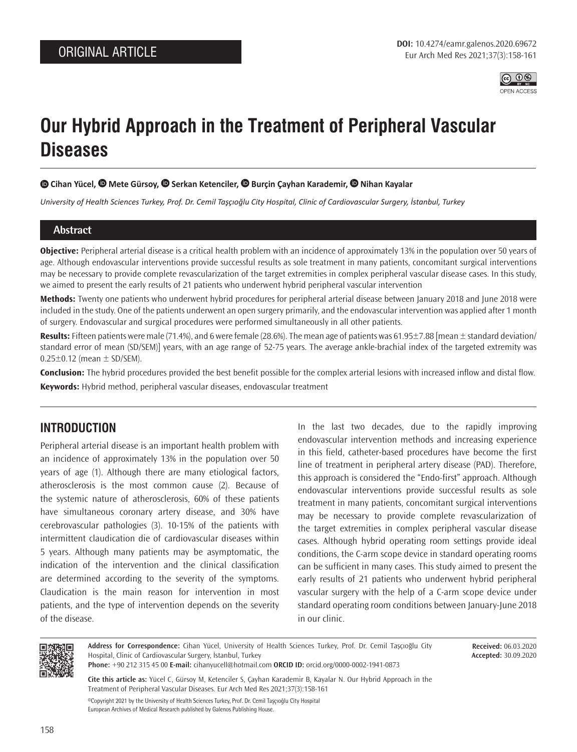ORIGINAL ARTICLE

DOI: 10.4274/eamr.galenos.2020.69672

# Our Hybrid Approach in the Treatment of Peripheral Vascular Diseases

**Cihan Yücel, Mete Gürsoy, Serkan Ketenciler, Burçin Çayhan Karademir, Nihan Kayalar**

*University of Health Sciences Turkey, Prof. Dr. Cemil Taşçıoğlu City Hospital, Clinic of Cardiovascular Surgery, İstanbul, Turkey*

## Abstract

**Objective:** Peripheral arterial disease is a critical health problem with an incidence of approximately 13% in the population over 50 years of age. Although endovascular interventions provide successful results as sole treatment in many patients, concomitant surgical interventions may be necessary to provide complete revascularization of the target extremities in complex peripheral vascular disease cases. In this study, we aimed to present the early results of 21 patients who underwent hybrid peripheral vascular intervention

**Methods:** Twenty one patients who underwent hybrid procedures for peripheral arterial disease between January 2018 and June 2018 were included in the study. One of the patients underwent an open surgery primarily, and the endovascular intervention was applied after 1 month of surgery. Endovascular and surgical procedures were performed simultaneously in all other patients.

**Results:** Fifteen patients were male (71.4%), and 6 were female (28.6%). The mean age of patients was 61.95±7.88 [mean ± standard deviation/standard error of mean (SD/SEM)] years, with an age range of 52-75 years. The average ankle-brachial index of the targeted extremity was 0.25±0.12 (mean ± SD/SEM).

**Conclusion:** The hybrid procedures provided the best benefit possible for the complex arterial lesions with increased inflow and distal flow.

**Keywords:** Hybrid method, peripheral vascular diseases, endovascular treatment

## INTRODUCTION

Peripheral arterial disease is an important health problem with an incidence of approximately 13% in the population over 50 years of age (1). Although there are many etiological factors, atherosclerosis is the most common cause (2). Because of the systemic nature of atherosclerosis, 60% of these patients have simultaneous coronary artery disease, and 30% have cerebrovascular pathologies (3). 10-15% of the patients with intermittent claudication die of cardiovascular diseases within 5 years. Although many patients may be asymptomatic, the indication of the intervention and the clinical classification are determined according to the severity of the symptoms. Claudication is the main reason for intervention in most patients, and the type of intervention depends on the severity of the disease.

In the last two decades, due to the rapidly improving endovascular intervention methods and increasing experience in this field, catheter-based procedures have become the first line of treatment in peripheral artery disease (PAD). Therefore, this approach is considered the "Endo-first" approach. Although endovascular interventions provide successful results as sole treatment in many patients, concomitant surgical interventions may be necessary to provide complete revascularization of the target extremities in complex peripheral vascular disease cases. Although hybrid operating room settings provide ideal conditions, the C-arm scope device in standard operating rooms can be sufficient in many cases. This study aimed to present the early results of 21 patients who underwent hybrid peripheral vascular surgery with the help of a C-arm scope device under standard operating room conditions between January-June 2018 in our clinic.

**Address for Correspondence:** Cihan Yücel, University of Health Sciences Turkey, Prof. Dr. Cemil Taşçıoğlu City Hospital, Clinic of Cardiovascular Surgery, İstanbul, Turkey
**Phone:** +90 212 315 45 00 **E-mail:** cihanyucell@hotmail.com **ORCID ID:** orcid.org/0000-0002-1941-0873

**Received:** 06.03.2020
**Accepted:** 30.09.2020

**Cite this article as:** Yücel C, Gürsoy M, Ketenciler S, Çayhan Karademir B, Kayalar N. Our Hybrid Approach in the Treatment of Peripheral Vascular Diseases. Eur Arch Med Res 2021;37(3):158-161

©Copyright 2021 by the University of Health Sciences Turkey, Prof. Dr. Cemil Taşçıoğlu City Hospital
European Archives of Medical Research published by Galenos Publishing House.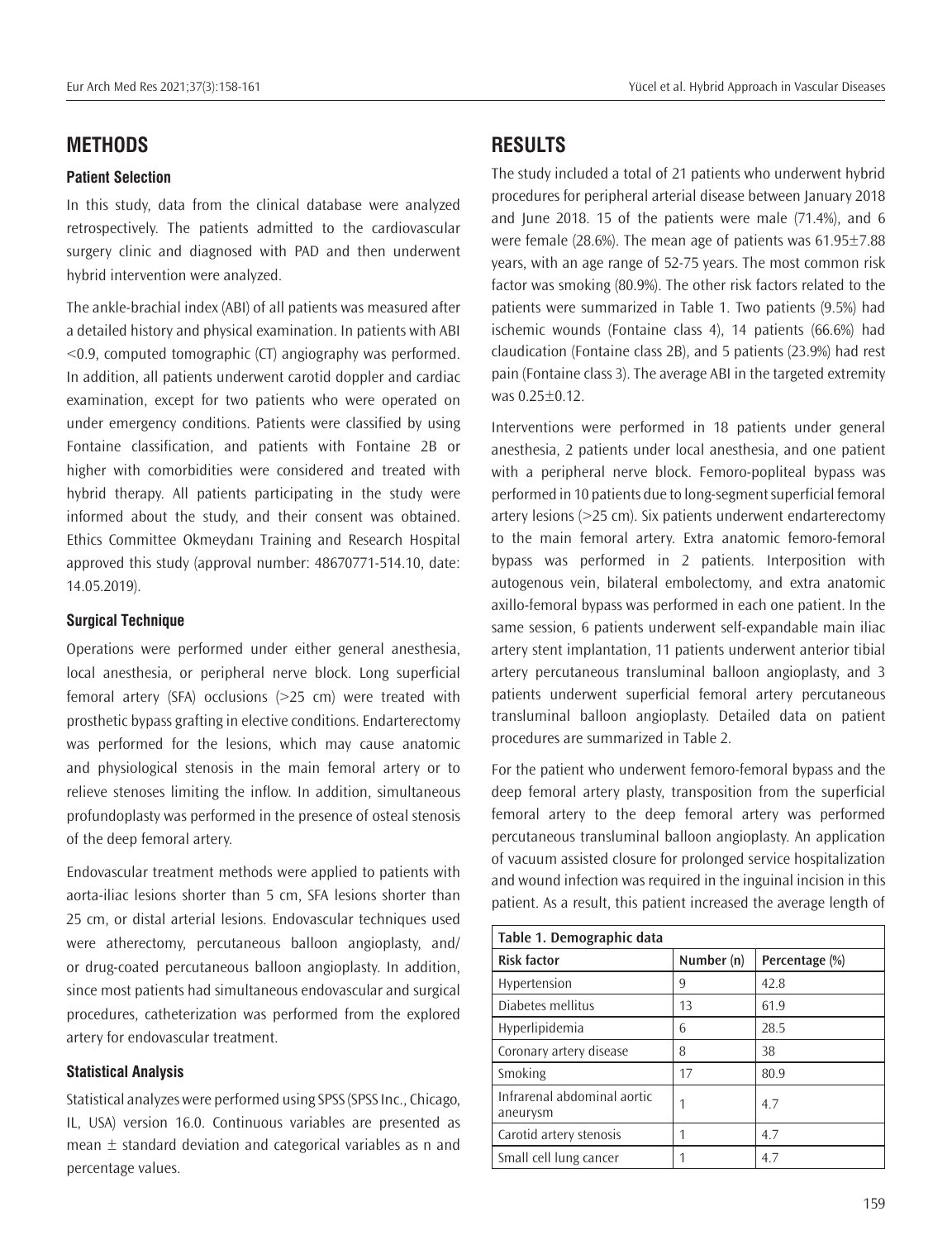## METHODS

### Patient Selection

In this study, data from the clinical database were analyzed retrospectively. The patients admitted to the cardiovascular surgery clinic and diagnosed with PAD and then underwent hybrid intervention were analyzed.

The ankle-brachial index (ABI) of all patients was measured after a detailed history and physical examination. In patients with ABI <0.9, computed tomographic (CT) angiography was performed. In addition, all patients underwent carotid doppler and cardiac examination, except for two patients who were operated on under emergency conditions. Patients were classified by using Fontaine classification, and patients with Fontaine 2B or higher with comorbidities were considered and treated with hybrid therapy. All patients participating in the study were informed about the study, and their consent was obtained. Ethics Committee Okmeydanı Training and Research Hospital approved this study (approval number: 48670771-514.10, date: 14.05.2019).

### Surgical Technique

Operations were performed under either general anesthesia, local anesthesia, or peripheral nerve block. Long superficial femoral artery (SFA) occlusions (>25 cm) were treated with prosthetic bypass grafting in elective conditions. Endarterectomy was performed for the lesions, which may cause anatomic and physiological stenosis in the main femoral artery or to relieve stenoses limiting the inflow. In addition, simultaneous profundoplasty was performed in the presence of osteal stenosis of the deep femoral artery.

Endovascular treatment methods were applied to patients with aorta-iliac lesions shorter than 5 cm, SFA lesions shorter than 25 cm, or distal arterial lesions. Endovascular techniques used were atherectomy, percutaneous balloon angioplasty, and/or drug-coated percutaneous balloon angioplasty. In addition, since most patients had simultaneous endovascular and surgical procedures, catheterization was performed from the explored artery for endovascular treatment.

### Statistical Analysis

Statistical analyzes were performed using SPSS (SPSS Inc., Chicago, IL, USA) version 16.0. Continuous variables are presented as mean $\pm$ standard deviation and categorical variables as n and percentage values.

## RESULTS

The study included a total of 21 patients who underwent hybrid procedures for peripheral arterial disease between January 2018 and June 2018. 15 of the patients were male (71.4%), and 6 were female (28.6%). The mean age of patients was 61.95±7.88 years, with an age range of 52-75 years. The most common risk factor was smoking (80.9%). The other risk factors related to the patients were summarized in Table 1. Two patients (9.5%) had ischemic wounds (Fontaine class 4), 14 patients (66.6%) had claudication (Fontaine class 2B), and 5 patients (23.9%) had rest pain (Fontaine class 3). The average ABI in the targeted extremity was 0.25±0.12.

Interventions were performed in 18 patients under general anesthesia, 2 patients under local anesthesia, and one patient with a peripheral nerve block. Femoro-popliteal bypass was performed in 10 patients due to long-segment superficial femoral artery lesions (>25 cm). Six patients underwent endarterectomy to the main femoral artery. Extra anatomic femoro-femoral bypass was performed in 2 patients. Interposition with autogenous vein, bilateral embolectomy, and extra anatomic axillo-femoral bypass was performed in each one patient. In the same session, 6 patients underwent self-expandable main iliac artery stent implantation, 11 patients underwent anterior tibial artery percutaneous transluminal balloon angioplasty, and 3 patients underwent superficial femoral artery percutaneous transluminal balloon angioplasty. Detailed data on patient procedures are summarized in Table 2.

For the patient who underwent femoro-femoral bypass and the deep femoral artery plasty, transposition from the superficial femoral artery to the deep femoral artery was performed percutaneous transluminal balloon angioplasty. An application of vacuum assisted closure for prolonged service hospitalization and wound infection was required in the inguinal incision in this patient. As a result, this patient increased the average length of

| Table 1. Demographic data | | |
|---|---|---|
| **Risk factor** | **Number (n)** | **Percentage (%)** |
| Hypertension | 9 | 42.8 |
| Diabetes mellitus | 13 | 61.9 |
| Hyperlipidemia | 6 | 28.5 |
| Coronary artery disease | 8 | 38 |
| Smoking | 17 | 80.9 |
| Infrarenal abdominal aortic aneurysm | 1 | 4.7 |
| Carotid artery stenosis | 1 | 4.7 |
| Small cell lung cancer | 1 | 4.7 |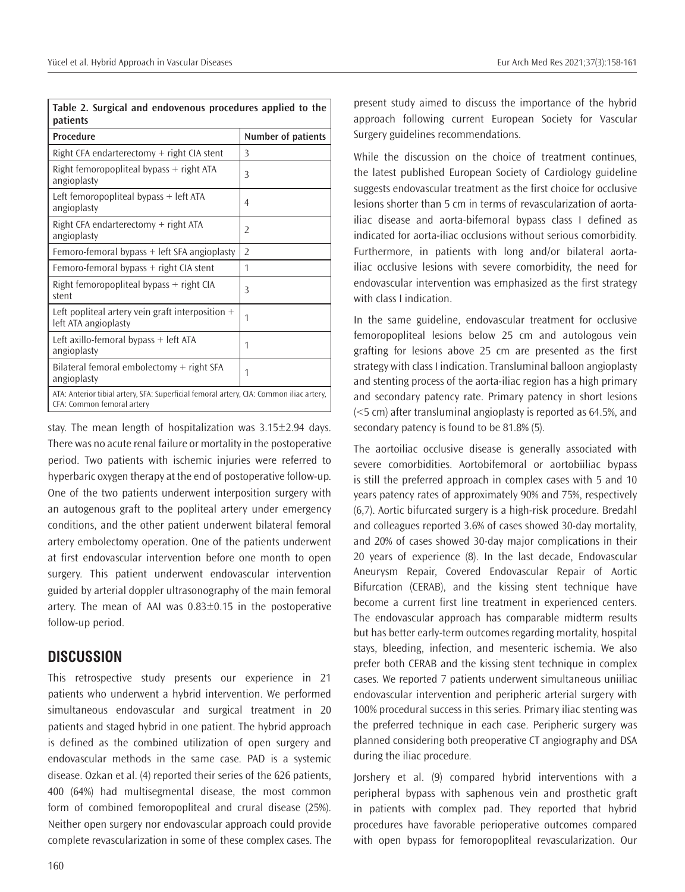**Table 2. Surgical and endovenous procedures applied to the patients**

| Procedure | Number of patients |
| --- | --- |
| Right CFA endarterectomy + right CIA stent | 3 |
| Right femoropopliteal bypass + right ATA angioplasty | 3 |
| Left femoropopliteal bypass + left ATA angioplasty | 4 |
| Right CFA endarterectomy + right ATA angioplasty | 2 |
| Femoro-femoral bypass + left SFA angioplasty | 2 |
| Femoro-femoral bypass + right CIA stent | 1 |
| Right femoropopliteal bypass + right CIA stent | 3 |
| Left popliteal artery vein graft interposition + left ATA angioplasty | 1 |
| Left axillo-femoral bypass + left ATA angioplasty | 1 |
| Bilateral femoral embolectomy + right SFA angioplasty | 1 |

ATA: Anterior tibial artery, SFA: Superficial femoral artery, CIA: Common iliac artery, CFA: Common femoral artery

stay. The mean length of hospitalization was 3.15±2.94 days. There was no acute renal failure or mortality in the postoperative period. Two patients with ischemic injuries were referred to hyperbaric oxygen therapy at the end of postoperative follow-up. One of the two patients underwent interposition surgery with an autogenous graft to the popliteal artery under emergency conditions, and the other patient underwent bilateral femoral artery embolectomy operation. One of the patients underwent at first endovascular intervention before one month to open surgery. This patient underwent endovascular intervention guided by arterial doppler ultrasonography of the main femoral artery. The mean of AAI was 0.83±0.15 in the postoperative follow-up period.

## DISCUSSION

This retrospective study presents our experience in 21 patients who underwent a hybrid intervention. We performed simultaneous endovascular and surgical treatment in 20 patients and staged hybrid in one patient. The hybrid approach is defined as the combined utilization of open surgery and endovascular methods in the same case. PAD is a systemic disease. Ozkan et al. (4) reported their series of the 626 patients, 400 (64%) had multisegmental disease, the most common form of combined femoropopliteal and crural disease (25%). Neither open surgery nor endovascular approach could provide complete revascularization in some of these complex cases. The present study aimed to discuss the importance of the hybrid approach following current European Society for Vascular Surgery guidelines recommendations.

While the discussion on the choice of treatment continues, the latest published European Society of Cardiology guideline suggests endovascular treatment as the first choice for occlusive lesions shorter than 5 cm in terms of revascularization of aorta-iliac disease and aorta-bifemoral bypass class I defined as indicated for aorta-iliac occlusions without serious comorbidity. Furthermore, in patients with long and/or bilateral aorta-iliac occlusive lesions with severe comorbidity, the need for endovascular intervention was emphasized as the first strategy with class I indication.

In the same guideline, endovascular treatment for occlusive femoropopliteal lesions below 25 cm and autologous vein grafting for lesions above 25 cm are presented as the first strategy with class I indication. Transluminal balloon angioplasty and stenting process of the aorta-iliac region has a high primary and secondary patency rate. Primary patency in short lesions (<5 cm) after transluminal angioplasty is reported as 64.5%, and secondary patency is found to be 81.8% (5).

The aortoiliac occlusive disease is generally associated with severe comorbidities. Aortobifemoral or aortobiiliac bypass is still the preferred approach in complex cases with 5 and 10 years patency rates of approximately 90% and 75%, respectively (6,7). Aortic bifurcated surgery is a high-risk procedure. Bredahl and colleagues reported 3.6% of cases showed 30-day mortality, and 20% of cases showed 30-day major complications in their 20 years of experience (8). In the last decade, Endovascular Aneurysm Repair, Covered Endovascular Repair of Aortic Bifurcation (CERAB), and the kissing stent technique have become a current first line treatment in experienced centers. The endovascular approach has comparable midterm results but has better early-term outcomes regarding mortality, hospital stays, bleeding, infection, and mesenteric ischemia. We also prefer both CERAB and the kissing stent technique in complex cases. We reported 7 patients underwent simultaneous uniiliac endovascular intervention and peripheric arterial surgery with 100% procedural success in this series. Primary iliac stenting was the preferred technique in each case. Peripheric surgery was planned considering both preoperative CT angiography and DSA during the iliac procedure.

Jorshery et al. (9) compared hybrid interventions with a peripheral bypass with saphenous vein and prosthetic graft in patients with complex pad. They reported that hybrid procedures have favorable perioperative outcomes compared with open bypass for femoropopliteal revascularization. Our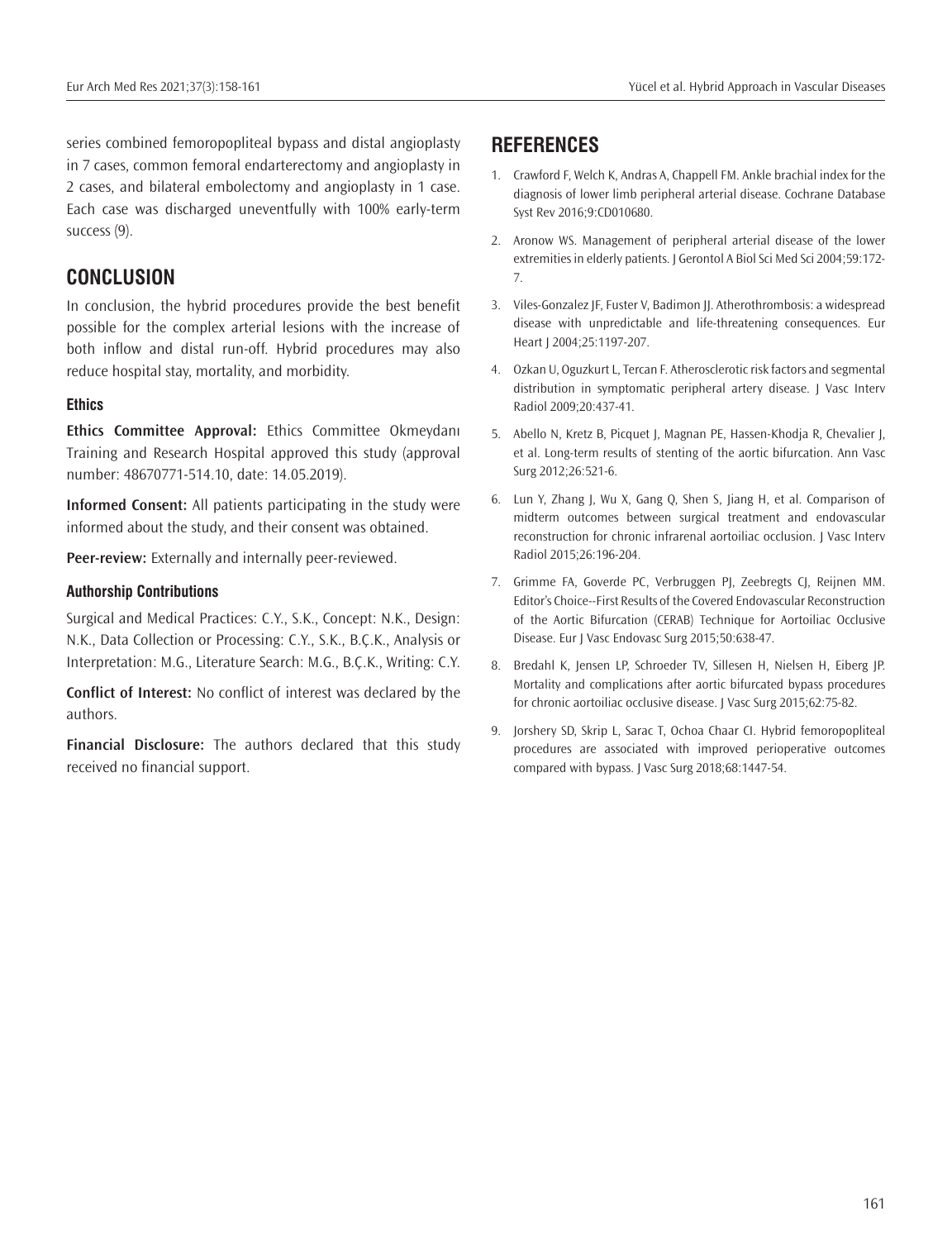series combined femoropopliteal bypass and distal angioplasty in 7 cases, common femoral endarterectomy and angioplasty in 2 cases, and bilateral embolectomy and angioplasty in 1 case. Each case was discharged uneventfully with 100% early-term success (9).

## CONCLUSION

In conclusion, the hybrid procedures provide the best benefit possible for the complex arterial lesions with the increase of both inflow and distal run-off. Hybrid procedures may also reduce hospital stay, mortality, and morbidity.

### Ethics

**Ethics Committee Approval:** Ethics Committee Okmeydanı Training and Research Hospital approved this study (approval number: 48670771-514.10, date: 14.05.2019).

**Informed Consent:** All patients participating in the study were informed about the study, and their consent was obtained.

**Peer-review:** Externally and internally peer-reviewed.

### Authorship Contributions

Surgical and Medical Practices: C.Y., S.K., Concept: N.K., Design: N.K., Data Collection or Processing: C.Y., S.K., B.Ç.K., Analysis or Interpretation: M.G., Literature Search: M.G., B.Ç.K., Writing: C.Y.

**Conflict of Interest:** No conflict of interest was declared by the authors.

**Financial Disclosure:** The authors declared that this study received no financial support.

## REFERENCES

1. Crawford F, Welch K, Andras A, Chappell FM. Ankle brachial index for the diagnosis of lower limb peripheral arterial disease. Cochrane Database Syst Rev 2016;9:CD010680.
2. Aronow WS. Management of peripheral arterial disease of the lower extremities in elderly patients. J Gerontol A Biol Sci Med Sci 2004;59:172-7.
3. Viles-Gonzalez JF, Fuster V, Badimon JJ. Atherothrombosis: a widespread disease with unpredictable and life-threatening consequences. Eur Heart J 2004;25:1197-207.
4. Ozkan U, Oguzkurt L, Tercan F. Atherosclerotic risk factors and segmental distribution in symptomatic peripheral artery disease. J Vasc Interv Radiol 2009;20:437-41.
5. Abello N, Kretz B, Picquet J, Magnan PE, Hassen-Khodja R, Chevalier J, et al. Long-term results of stenting of the aortic bifurcation. Ann Vasc Surg 2012;26:521-6.
6. Lun Y, Zhang J, Wu X, Gang Q, Shen S, Jiang H, et al. Comparison of midterm outcomes between surgical treatment and endovascular reconstruction for chronic infrarenal aortoiliac occlusion. J Vasc Interv Radiol 2015;26:196-204.
7. Grimme FA, Goverde PC, Verbruggen PJ, Zeebregts CJ, Reijnen MM. Editor's Choice--First Results of the Covered Endovascular Reconstruction of the Aortic Bifurcation (CERAB) Technique for Aortoiliac Occlusive Disease. Eur J Vasc Endovasc Surg 2015;50:638-47.
8. Bredahl K, Jensen LP, Schroeder TV, Sillesen H, Nielsen H, Eiberg JP. Mortality and complications after aortic bifurcated bypass procedures for chronic aortoiliac occlusive disease. J Vasc Surg 2015;62:75-82.
9. Jorshery SD, Skrip L, Sarac T, Ochoa Chaar CI. Hybrid femoropopliteal procedures are associated with improved perioperative outcomes compared with bypass. J Vasc Surg 2018;68:1447-54.